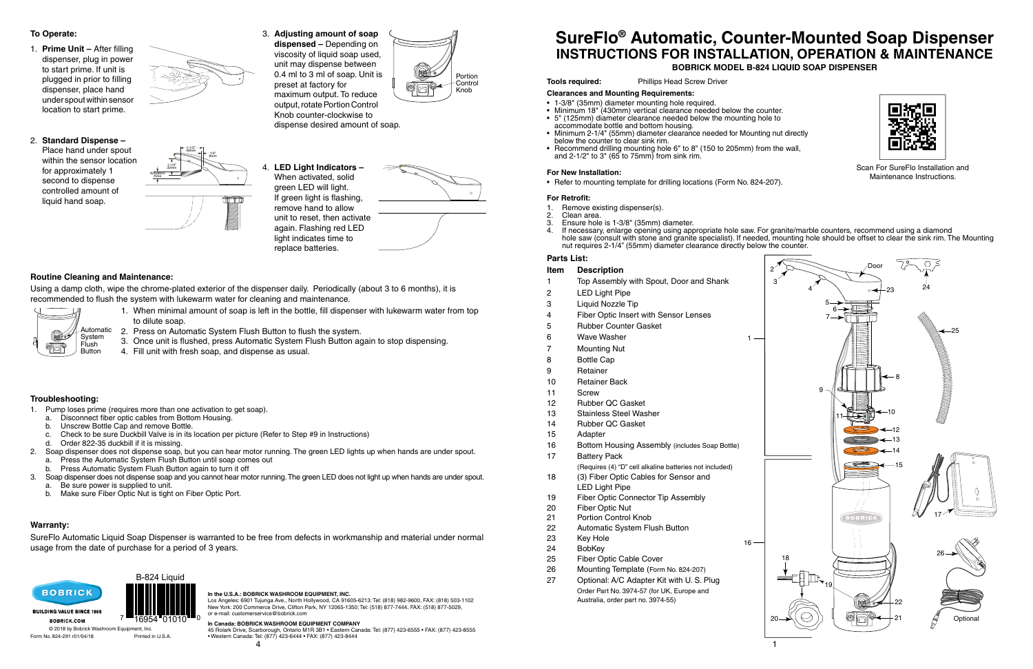# SureFlo® Automatic, Counter-Mounted Soap Dispenser

## INSTRUCTIONS FOR INSTALLATION, OPERATION & MAINTENANCE

**BOBRICK MODEL B-824 LIQUID SOAP DISPENSER**

**Tools required:** Phillips Head Screw Driver

**Clearances and Mounting Requirements:**

- 1-3/8" (35mm) diameter mounting hole required.
- Minimum 18" (430mm) vertical clearance needed below the counter.
- 5" (125mm) diameter clearance needed below the mounting hole to accommodate bottle and bottom housing.
- Minimum 2-1/4" (55mm) diameter clearance needed for Mounting nut directly below the counter to clear sink rim.
- Recommend drilling mounting hole 6" to 8" (150 to 205mm) from the wall, and 2-1/2" to 3" (65 to 75mm) from sink rim.

Scan For SureFlo Installation and Maintenance Instructions.

**For New Installation:**

- Refer to mounting template for drilling locations (Form No. 824-207).

**For Retrofit:**

1. Remove existing dispenser(s).
2. Clean area.
3. Ensure hole is 1-3/8" (35mm) diameter.
4. If necessary, enlarge opening using appropriate hole saw. For granite/marble counters, recommend using a diamond hole saw (consult with stone and granite specialist). If needed, mounting hole should be offset to clear the sink rim. The Mounting nut requires 2-1/4" (55mm) diameter clearance directly below the counter.

**Parts List:**

| Item | Description |
|---|---|
| 1 | Top Assembly with Spout, Door and Shank |
| 2 | LED Light Pipe |
| 3 | Liquid Nozzle Tip |
| 4 | Fiber Optic Insert with Sensor Lenses |
| 5 | Rubber Counter Gasket |
| 6 | Wave Washer |
| 7 | Mounting Nut |
| 8 | Bottle Cap |
| 9 | Retainer |
| 10 | Retainer Back |
| 11 | Screw |
| 12 | Rubber QC Gasket |
| 13 | Stainless Steel Washer |
| 14 | Rubber QC Gasket |
| 15 | Adapter |
| 16 | Bottom Housing Assembly (includes Soap Bottle) |
| 17 | Battery Pack (Requires (4) "D" cell alkaline batteries not included) |
| 18 | (3) Fiber Optic Cables for Sensor and LED Light Pipe |
| 19 | Fiber Optic Connector Tip Assembly |
| 20 | Fiber Optic Nut |
| 21 | Portion Control Knob |
| 22 | Automatic System Flush Button |
| 23 | Key Hole |
| 24 | BobKey |
| 25 | Fiber Optic Cable Cover |
| 26 | Mounting Template (Form No. 824-207) |
| 27 | Optional: A/C Adapter Kit with U. S. Plug. Order Part No. 3974-57 (for UK, Europe and Australia, order part no. 3974-55) |

Door

Optional

### To Operate:

1. **Prime Unit –** After filling dispenser, plug in power to start prime. If unit is plugged in prior to filling dispenser, place hand under spout location within sensor location to start prime.
2. **Standard Dispense –** Place hand under spout within the sensor location for approximately 1 second to dispense controlled amount of liquid hand soap.
3. **Adjusting amount of soap dispensed –** Depending on viscosity of liquid soap used, unit may dispense between 0.4 ml to 3 ml of soap. Unit is preset at factory for maximum output. To reduce output, rotate Portion Control Knob counter-clockwise to dispense desired amount of soap.
4. **LED Light Indicators –** When activated, solid green LED will light. If green light is flashing, remove hand to allow unit to reset, then activate again. Flashing red LED light indicates time to replace batteries.

Portion Control Knob

### Routine Cleaning and Maintenance:

Using a damp cloth, wipe the chrome-plated exterior of the dispenser daily. Periodically (about 3 to 6 months), it is recommended to flush the system with lukewarm water for cleaning and maintenance.

1. When minimal amount of soap is left in the bottle, fill dispenser with lukewarm water from top to dilute soap.
2. Press on Automatic System Flush Button to flush the system.
3. Once unit is flushed, press Automatic System Flush Button again to stop dispensing.
4. Fill unit with fresh soap, and dispense as usual.

Automatic System Flush Button

### Troubleshooting:

1. Pump loses prime (requires more than one activation to get soap).
   a. Disconnect fiber optic cables from Bottom Housing.
   b. Unscrew Bottle Cap and remove Bottle.
   c. Check to be sure Duckbill Valve is in its location per picture (Refer to Step #9 in Instructions)
   d. Order 822-35 duckbill if it is missing.
2. Soap dispenser does not dispense soap, but you can hear motor running. The green LED lights up when hands are under spout.
   a. Press the Automatic System Flush Button until soap comes out
   b. Press Automatic System Flush Button again to turn it off
3. Soap dispenser does not dispense soap and you cannot hear motor running. The green LED does not light up when hands are under spout.
   a. Be sure power is supplied to unit.
   b. Make sure Fiber Optic Nut is tight on Fiber Optic Port.

### Warranty:

SureFlo Automatic Liquid Soap Dispenser is warranted to be free from defects in workmanship and material under normal usage from the date of purchase for a period of 3 years.

BOBRICK
BUILDING VALUE SINCE 1906
BOBRICK.COM
© 2018 by Bobrick Washroom Equipment, Inc.
Form No. 824-291 r01/04/18 Printed in U.S.A.

B-824 Liquid
7 16954 01010 0

**In the U.S.A.: BOBRICK WASHROOM EQUIPMENT, INC.**
Los Angeles: 6901 Tujunga Ave., North Hollywood, CA 91605-6213: Tel: (818) 982-9600, FAX: (818) 503-1102
New York: 200 Commerce Drive, Clifton Park, NY 12065-1350; Tel: (518) 877-7444, FAX: (518) 877-5029, or e-mail: customerservice@bobrick.com

**In Canada: BOBRICK WASHROOM EQUIPMENT COMPANY**
45 Rolark Drive, Scarborough, Ontario M1R 3B1 • Eastern Canada: Tel: (877) 423-6555 • FAX: (877) 423-8555 • Western Canada: Tel: (877) 423-6444 • FAX: (877) 423-8444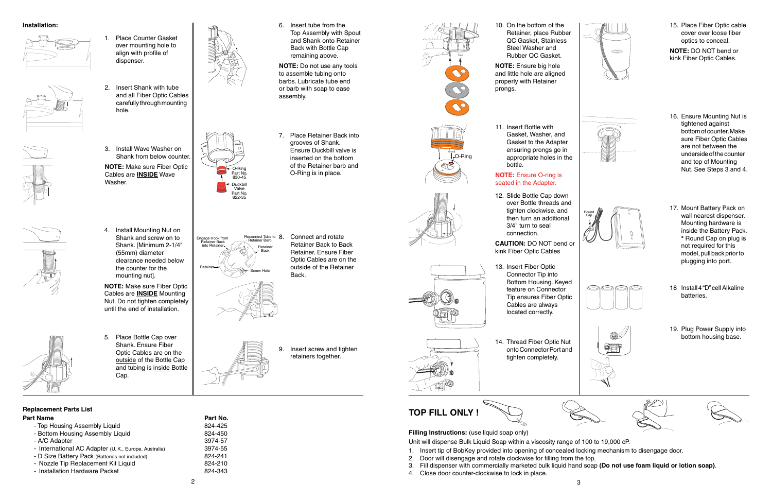## Installation:

1. Place Counter Gasket over mounting hole to align with profile of dispenser.

2. Insert Shank with tube and all Fiber Optic Cables carefully through mounting hole.

3. Install Wave Washer on Shank from below counter.

**NOTE:** Make sure Fiber Optic Cables are **INSIDE** Wave Washer.

4. Install Mounting Nut on Shank and screw on to Shank. [Minimum 2-1/4" (55mm) diameter clearance needed below the counter for the mounting nut].

**NOTE:** Make sure Fiber Optic Cables are **INSIDE** Mounting Nut. Do not tighten completely until the end of installation.

5. Place Bottle Cap over Shank. Ensure Fiber Optic Cables are on the outside of the Bottle Cap and tubing is inside Bottle Cap.

6. Insert tube from the Top Assembly with Spout and Shank onto Retainer Back with Bottle Cap remaining above.

**NOTE:** Do not use any tools to assemble tubing onto barbs. Lubricate tube end or barb with soap to ease assembly.

O-Ring
Part No. 830-45
Duckbill Valve
Part No. 822-35

7. Place Retainer Back into grooves of Shank. Ensure Duckbill valve is inserted on the bottom of the Retainer barb and O-Ring is in place.

Engage Hook from Retainer Back into Retainer
Reconnect Tube to Retainer Barb
Retainer Back
Retainer
Screw Hole

8. Connect and rotate Retainer Back to Back Retainer. Ensure Fiber Optic Cables are on the outside of the Retainer Back.

9. Insert screw and tighten retainers together.

10. On the bottom ot the Retainer, place Rubber QC Gasket, Stainless Steel Washer and Rubber QC Gasket.

**NOTE:** Ensure big hole and little hole are aligned properly with Retainer prongs.

O-Ring

11. Insert Bottle with Gasket, Washer, and Gasket to the Adapter ensuring prongs go in appropriate holes in the bottle.

**NOTE:** Ensure O-ring is seated in the Adapter.

12. Slide Bottle Cap down over Bottle threads and tighten clockwise. and then turn an additional 3/4" turn to seal connection.

**CAUTION:** DO NOT bend or kink Fiber Optic Cables

13. Insert Fiber Optic Connector Tip into Bottom Housing. Keyed feature on Connector Tip ensures Fiber Optic Cables are always located correctly.

14. Thread Fiber Optic Nut onto Connector Port and tighten completely.

15. Place Fiber Optic cable cover over loose fiber optics to conceal.

**NOTE:** DO NOT bend or kink Fiber Optic Cables.

16. Ensure Mounting Nut is tightened against bottom of counter. Make sure Fiber Optic Cables are not between the underside of the counter and top of Mounting Nut. See Steps 3 and 4.

Round Cap

17. Mount Battery Pack on wall nearest dispenser. Mounting hardware is inside the Battery Pack. * Round Cap on plug is not required for this model, pull back prior to plugging into port.

18. Install 4 "D" cell Alkaline batteries.

19. Plug Power Supply into bottom housing base.

## Replacement Parts List

| Part Name | Part No. |
|---|---|
| - Top Housing Assembly Liquid | 824-425 |
| - Bottom Housing Assembly Liquid | 824-450 |
| - A/C Adapter | 3974-57 |
| - International AC Adapter (U. K., Europe, Australia) | 3974-55 |
| - D Size Battery Pack (Batteries not included) | 824-241 |
| - Nozzle Tip Replacement Kit Liquid | 824-210 |
| - Installation Hardware Packet | 824-343 |

## TOP FILL ONLY !

**Filling Instructions:** (use liquid soap only)

Unit will dispense Bulk Liquid Soap within a viscosity range of 100 to 19,000 cP.

1. Insert tip of BobKey provided into opening of concealed locking mechanism to disengage door.
2. Door will disengage and rotate clockwise for filling from the top.
3. Fill dispenser with commercially marketed bulk liquid hand soap **(Do not use foam liquid or lotion soap)**.
4. Close door counter-clockwise to lock in place.